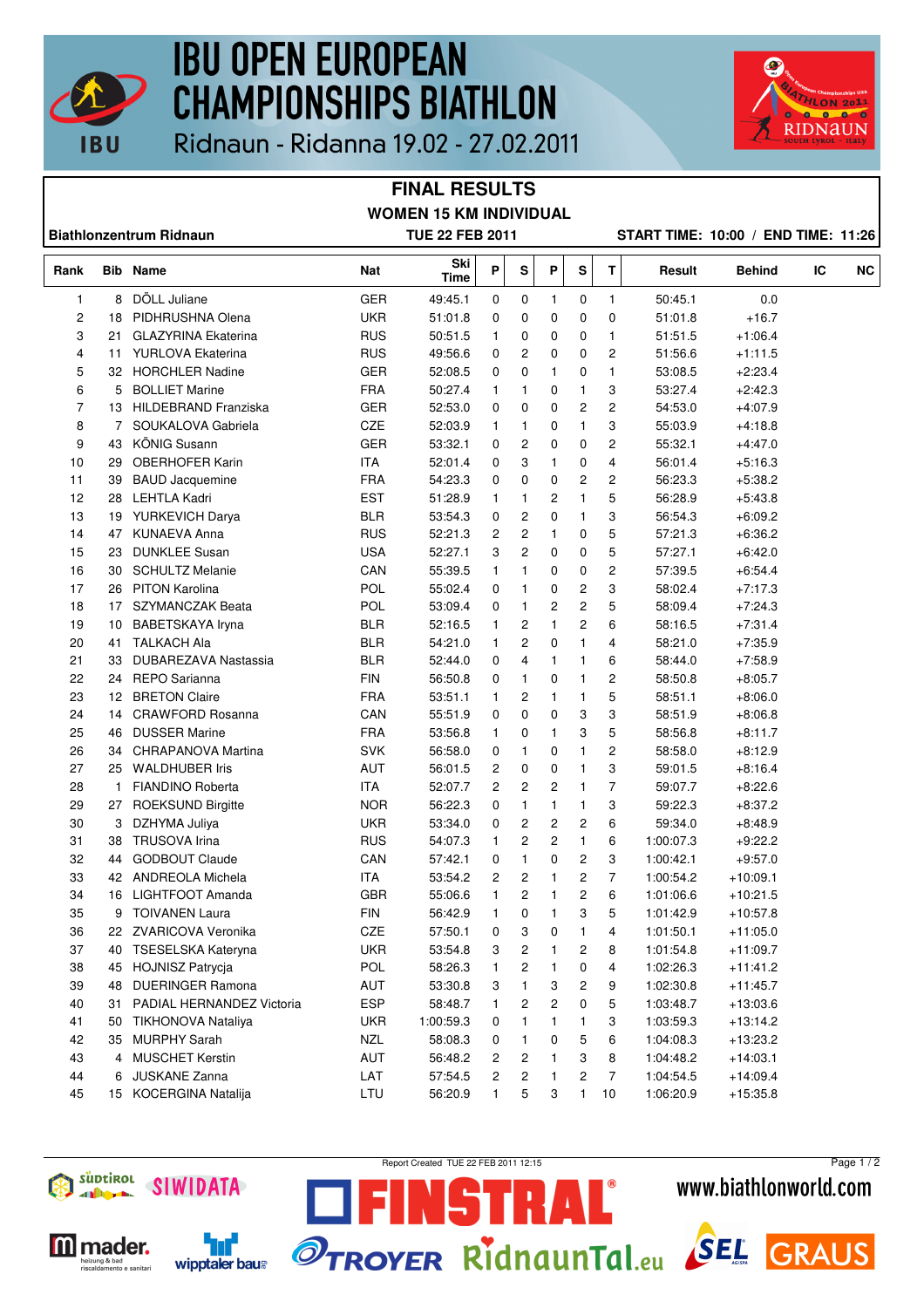# IBU OPEN EUROPEAN CHAMPIONSHIPS BIATHLON

Ridnaun - Ridanna 19.02 - 27.02.2011

## FINAL RESULTS

### WOMEN 15 KM INDIVIDUAL

**Biathlonzentrum Ridnaun** | **TUE 22 FEB 2011** | **START TIME: 10:00 / END TIME: 11:26**

| Rank | Bib | Name | Nat | Ski Time | P | S | P | S | T | Result | Behind | IC | NC |
|---|---|---|---|---|---|---|---|---|---|---|---|---|---|
| 1 | 8 | DÖLL Juliane | GER | 49:45.1 | 0 | 0 | 1 | 0 | 1 | 50:45.1 | 0.0 | | |
| 2 | 18 | PIDHRUSHNA Olena | UKR | 51:01.8 | 0 | 0 | 0 | 0 | 0 | 51:01.8 | +16.7 | | |
| 3 | 21 | GLAZYRINA Ekaterina | RUS | 50:51.5 | 1 | 0 | 0 | 0 | 1 | 51:51.5 | +1:06.4 | | |
| 4 | 11 | YURLOVA Ekaterina | RUS | 49:56.6 | 0 | 2 | 0 | 0 | 2 | 51:56.6 | +1:11.5 | | |
| 5 | 32 | HORCHLER Nadine | GER | 52:08.5 | 0 | 0 | 1 | 0 | 1 | 53:08.5 | +2:23.4 | | |
| 6 | 5 | BOLLIET Marine | FRA | 50:27.4 | 1 | 1 | 0 | 1 | 3 | 53:27.4 | +2:42.3 | | |
| 7 | 13 | HILDEBRAND Franziska | GER | 52:53.0 | 0 | 0 | 0 | 2 | 2 | 54:53.0 | +4:07.9 | | |
| 8 | 7 | SOUKALOVA Gabriela | CZE | 52:03.9 | 1 | 1 | 0 | 1 | 3 | 55:03.9 | +4:18.8 | | |
| 9 | 43 | KÕNIG Susann | GER | 53:32.1 | 0 | 2 | 0 | 0 | 2 | 55:32.1 | +4:47.0 | | |
| 10 | 29 | OBERHOFER Karin | ITA | 52:01.4 | 0 | 3 | 1 | 0 | 4 | 56:01.4 | +5:16.3 | | |
| 11 | 39 | BAUD Jacquemine | FRA | 54:23.3 | 0 | 0 | 0 | 2 | 2 | 56:23.3 | +5:38.2 | | |
| 12 | 28 | LEHTLA Kadri | EST | 51:28.9 | 1 | 1 | 2 | 1 | 5 | 56:28.9 | +5:43.8 | | |
| 13 | 19 | YURKEVICH Darya | BLR | 53:54.3 | 0 | 2 | 0 | 1 | 3 | 56:54.3 | +6:09.2 | | |
| 14 | 47 | KUNAEVA Anna | RUS | 52:21.3 | 2 | 2 | 1 | 0 | 5 | 57:21.3 | +6:36.2 | | |
| 15 | 23 | DUNKLEE Susan | USA | 52:27.1 | 3 | 2 | 0 | 0 | 5 | 57:27.1 | +6:42.0 | | |
| 16 | 30 | SCHULTZ Melanie | CAN | 55:39.5 | 1 | 1 | 0 | 0 | 2 | 57:39.5 | +6:54.4 | | |
| 17 | 26 | PITON Karolina | POL | 55:02.4 | 0 | 1 | 0 | 2 | 3 | 58:02.4 | +7:17.3 | | |
| 18 | 17 | SZYMANCZAK Beata | POL | 53:09.4 | 0 | 1 | 2 | 2 | 5 | 58:09.4 | +7:24.3 | | |
| 19 | 10 | BABETSKAYA Iryna | BLR | 52:16.5 | 1 | 2 | 1 | 2 | 6 | 58:16.5 | +7:31.4 | | |
| 20 | 41 | TALKACH Ala | BLR | 54:21.0 | 1 | 2 | 0 | 1 | 4 | 58:21.0 | +7:35.9 | | |
| 21 | 33 | DUBAREZAVA Nastassia | BLR | 52:44.0 | 0 | 4 | 1 | 1 | 6 | 58:44.0 | +7:58.9 | | |
| 22 | 24 | REPO Sarianna | FIN | 56:50.8 | 0 | 1 | 0 | 1 | 2 | 58:50.8 | +8:05.7 | | |
| 23 | 12 | BRETON Claire | FRA | 53:51.1 | 1 | 2 | 1 | 1 | 5 | 58:51.1 | +8:06.0 | | |
| 24 | 14 | CRAWFORD Rosanna | CAN | 55:51.9 | 0 | 0 | 0 | 3 | 3 | 58:51.9 | +8:06.8 | | |
| 25 | 46 | DUSSER Marine | FRA | 53:56.8 | 1 | 0 | 1 | 3 | 5 | 58:56.8 | +8:11.7 | | |
| 26 | 34 | CHRAPANOVA Martina | SVK | 56:58.0 | 0 | 1 | 0 | 1 | 2 | 58:58.0 | +8:12.9 | | |
| 27 | 25 | WALDHUBER Iris | AUT | 56:01.5 | 2 | 0 | 0 | 1 | 3 | 59:01.5 | +8:16.4 | | |
| 28 | 1 | FIANDINO Roberta | ITA | 52:07.7 | 2 | 2 | 2 | 1 | 7 | 59:07.7 | +8:22.6 | | |
| 29 | 27 | ROEKSUND Birgitte | NOR | 56:22.3 | 0 | 1 | 1 | 1 | 3 | 59:22.3 | +8:37.2 | | |
| 30 | 3 | DZHYMA Juliya | UKR | 53:34.0 | 0 | 2 | 2 | 2 | 6 | 59:34.0 | +8:48.9 | | |
| 31 | 38 | TRUSOVA Irina | RUS | 54:07.3 | 1 | 2 | 2 | 1 | 6 | 1:00:07.3 | +9:22.2 | | |
| 32 | 44 | GODBOUT Claude | CAN | 57:42.1 | 0 | 1 | 0 | 2 | 3 | 1:00:42.1 | +9:57.0 | | |
| 33 | 42 | ANDREOLA Michela | ITA | 53:54.2 | 2 | 2 | 1 | 2 | 7 | 1:00:54.2 | +10:09.1 | | |
| 34 | 16 | LIGHTFOOT Amanda | GBR | 55:06.6 | 1 | 2 | 1 | 2 | 6 | 1:01:06.6 | +10:21.5 | | |
| 35 | 9 | TOIVANEN Laura | FIN | 56:42.9 | 1 | 0 | 1 | 3 | 5 | 1:01:42.9 | +10:57.8 | | |
| 36 | 22 | ZVARICOVA Veronika | CZE | 57:50.1 | 0 | 3 | 0 | 1 | 4 | 1:01:50.1 | +11:05.0 | | |
| 37 | 40 | TSESELSKA Kateryna | UKR | 53:54.8 | 3 | 2 | 1 | 2 | 8 | 1:01:54.8 | +11:09.7 | | |
| 38 | 45 | HOJNISZ Patrycja | POL | 58:26.3 | 1 | 2 | 1 | 0 | 4 | 1:02:26.3 | +11:41.2 | | |
| 39 | 48 | DUERINGER Ramona | AUT | 53:30.8 | 3 | 1 | 3 | 2 | 9 | 1:02:30.8 | +11:45.7 | | |
| 40 | 31 | PADIAL HERNANDEZ Victoria | ESP | 58:48.7 | 1 | 2 | 2 | 0 | 5 | 1:03:48.7 | +13:03.6 | | |
| 41 | 50 | TIKHONOVA Nataliya | UKR | 1:00:59.3 | 0 | 1 | 1 | 1 | 3 | 1:03:59.3 | +13:14.2 | | |
| 42 | 35 | MURPHY Sarah | NZL | 58:08.3 | 0 | 1 | 0 | 5 | 6 | 1:04:08.3 | +13:23.2 | | |
| 43 | 4 | MUSCHET Kerstin | AUT | 56:48.2 | 2 | 2 | 1 | 3 | 8 | 1:04:48.2 | +14:03.1 | | |
| 44 | 6 | JUSKANE Zanna | LAT | 57:54.5 | 2 | 2 | 1 | 2 | 7 | 1:04:54.5 | +14:09.4 | | |
| 45 | 15 | KOCERGINA Natalija | LTU | 56:20.9 | 1 | 5 | 3 | 1 | 10 | 1:06:20.9 | +15:35.8 | | |

Report Created TUE 22 FEB 2011 12:15

www.biathlonworld.com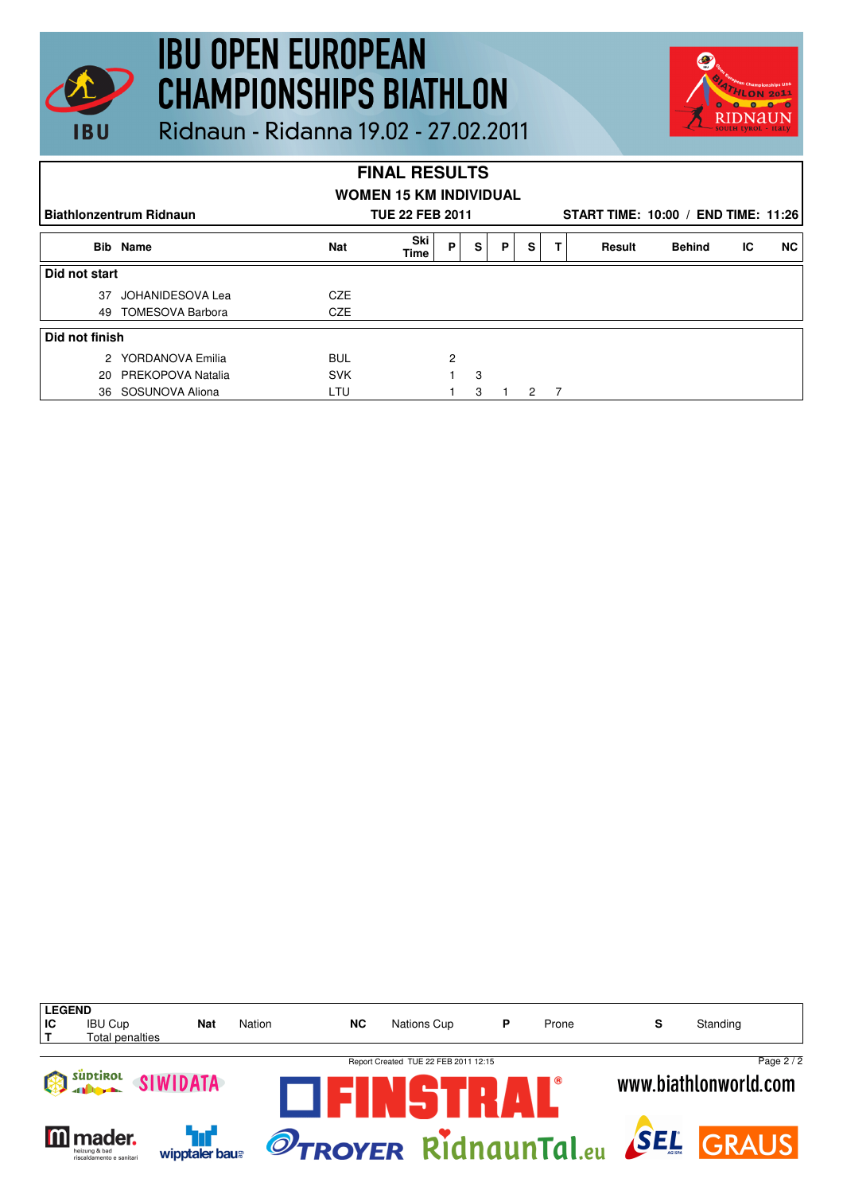# IBU OPEN EUROPEAN CHAMPIONSHIPS BIATHLON

Ridnaun - Ridanna 19.02 - 27.02.2011

## FINAL RESULTS

### WOMEN 15 KM INDIVIDUAL

**Biathlonzentrum Ridnaun** | **TUE 22 FEB 2011** | **START TIME: 10:00 / END TIME: 11:26**

| Bib | Name | Nat | Ski Time | P | S | P | S | T | Result | Behind | IC | NC |
|---|---|---|---|---|---|---|---|---|---|---|---|---|
| **Did not start** | | | | | | | | | | | | |
| 37 | JOHANIDESOVA Lea | CZE | | | | | | | | | | |
| 49 | TOMESOVA Barbora | CZE | | | | | | | | | | |
| **Did not finish** | | | | | | | | | | | | |
| 2 | YORDANOVA Emilia | BUL | | 2 | | | | | | | | |
| 20 | PREKOPOVA Natalia | SVK | | 1 | 3 | | | | | | | |
| 36 | SOSUNOVA Aliona | LTU | | 1 | 3 | 1 | 2 | 7 | | | | |

**LEGEND**

| | | | | | | | | | |
|---|---|---|---|---|---|---|---|---|---|
| IC | IBU Cup | Nat | Nation | NC | Nations Cup | P | Prone | S | Standing |
| T | Total penalties | | | | | | | | |

Report Created TUE 22 FEB 2011 12:15

www.biathlonworld.com